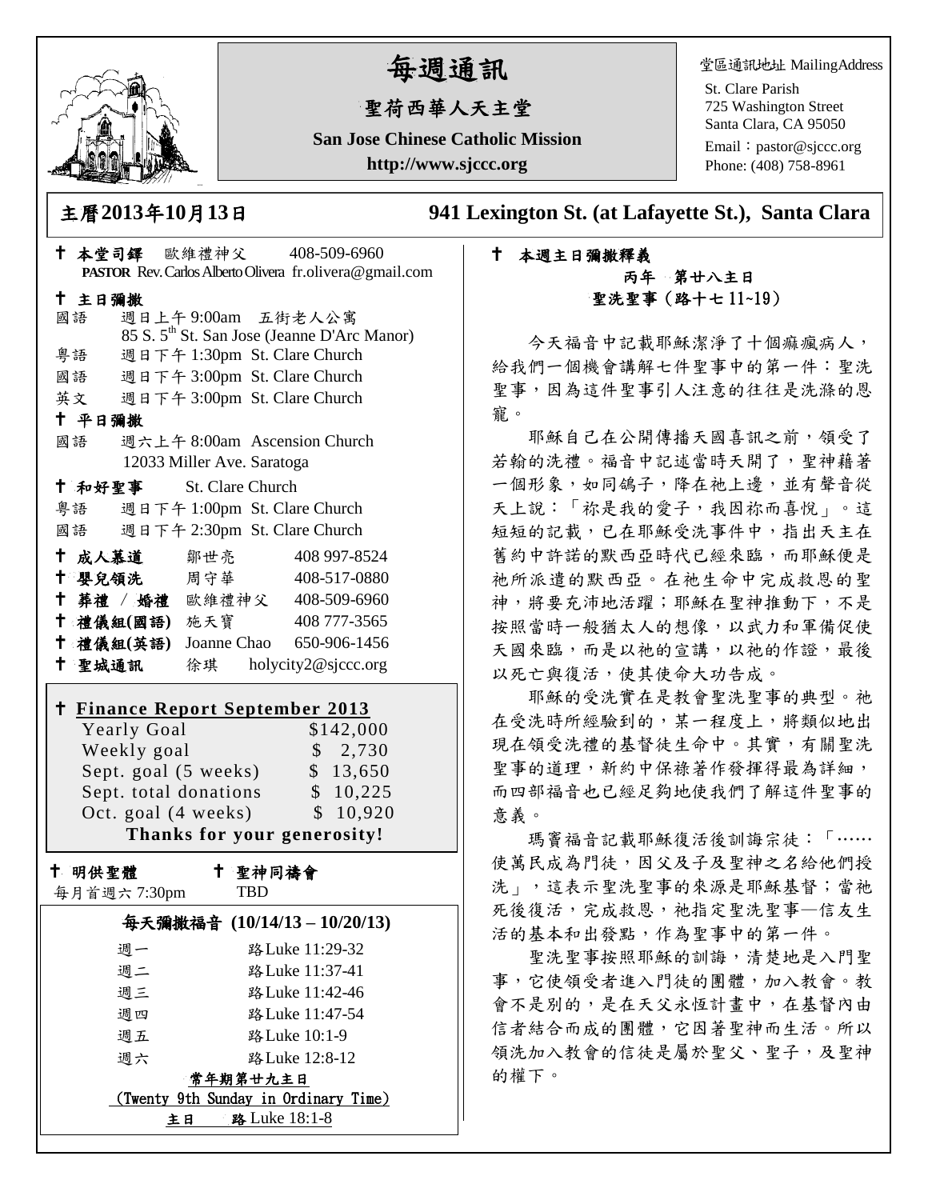# 每週通訊

## 聖荷西華人天主堂

**San Jose Chinese Catholic Mission**

**http://www.sjccc.org**

堂區通訊地址 MailingAddress
St. Clare Parish
725 Washington Street
Santa Clara, CA 95050
Email：pastor@sjccc.org
Phone: (408) 758-8961

**主曆2013年10月13日** **941 Lexington St. (at Lafayette St.), Santa Clara**

✝ **本堂司鐸** 歐維禮神父 408-509-6960
**PASTOR** Rev. Carlos Alberto Olivera fr.olivera@gmail.com

✝ **主日彌撒**

國語 週日上午 9:00am 五街老人公寓
85 S. 5th St. San Jose (Jeanne D'Arc Manor)

粵語 週日下午 1:30pm St. Clare Church

國語 週日下午 3:00pm St. Clare Church

英文 週日下午 3:00pm St. Clare Church

✝ **平日彌撒**

國語 週六上午 8:00am Ascension Church
12033 Miller Ave. Saratoga

✝ **和好聖事** St. Clare Church

粵語 週日下午 1:00pm St. Clare Church

國語 週日下午 2:30pm St. Clare Church

✝ **成人慕道** 鄒世亮 408 997-8524
✝ **嬰兒領洗** 周守華 408-517-0880
✝ **葬禮 / 婚禮** 歐維禮神父 408-509-6960
✝ **禮儀組(國語)** 施天寶 408 777-3565
✝ **禮儀組(英語)** Joanne Chao 650-906-1456
✝ **聖城通訊** 徐琪 holycity2@sjccc.org

✝ **Finance Report September 2013**

| | |
|---|---|
| Yearly Goal | $142,000 |
| Weekly goal | $ 2,730 |
| Sept. goal (5 weeks) | $ 13,650 |
| Sept. total donations | $ 10,225 |
| Oct. goal (4 weeks) | $ 10,920 |

**Thanks for your generosity!**

✝ **明供聖體** 每月首週六 7:30pm

✝ **聖神同禱會** TBD

**每天彌撒福音 (10/14/13 – 10/20/13)**

| | |
|---|---|
| 週一 | 路Luke 11:29-32 |
| 週二 | 路Luke 11:37-41 |
| 週三 | 路Luke 11:42-46 |
| 週四 | 路Luke 11:47-54 |
| 週五 | 路Luke 10:1-9 |
| 週六 | 路Luke 12:8-12 |

**常年期第廿九主日**
**(Twenty 9th Sunday in Ordinary Time)**
**主日 路** Luke 18:1-8

✝ **本週主日彌撒釋義**

**丙年 第廿八主日**
**聖洗聖事（路十七 11~19）**

今天福音中記載耶穌潔淨了十個癩瘋病人，給我們一個機會講解七件聖事中的第一件：聖洗聖事，因為這件聖事引人注意的往往是洗滌的恩寵。

耶穌自己在公開傳播天國喜訊之前，領受了若翰的洗禮。福音中記述當時天開了，聖神藉著一個形象，如同鴿子，降在祂上邊，並有聲音從天上說：「祢是我的愛子，我因祢而喜悅」。這短短的記載，已在耶穌受洗事件中，指出天主在舊約中許諾的默西亞時代已經來臨，而耶穌便是祂所派遣的默西亞。在祂生命中完成救恩的聖神，將要充沛地活躍；耶穌在聖神推動下，不是按照當時一般猶太人的想像，以武力和軍備促使天國來臨，而是以祂的宣講，以祂的作證，最後以死亡與復活，使其使命大功告成。

耶穌的受洗實在是教會聖洗聖事的典型。祂在受洗時所經驗到的，某一程度上，將類似地出現在領受洗禮的基督徒生命中。其實，有關聖洗聖事的道理，新約中保祿著作發揮得最為詳細，而四部福音也已經足夠地使我們了解這件聖事的意義。

瑪竇福音記載耶穌復活後訓誨宗徒：「……使萬民成為門徒，因父及子及聖神之名給他們授洗」，這表示聖洗聖事的來源是耶穌基督；當祂死後復活，完成救恩，祂指定聖洗聖事—信友生活的基本和出發點，作為聖事中的第一件。

聖洗聖事按照耶穌的訓誨，清楚地是入門聖事，它使領受者進入門徒的團體，加入教會。教會不是別的，是在天父永恆計畫中，在基督內由信者結合而成的團體，它因著聖神而生活。所以領洗加入教會的信徒是屬於聖父、聖子，及聖神的權下。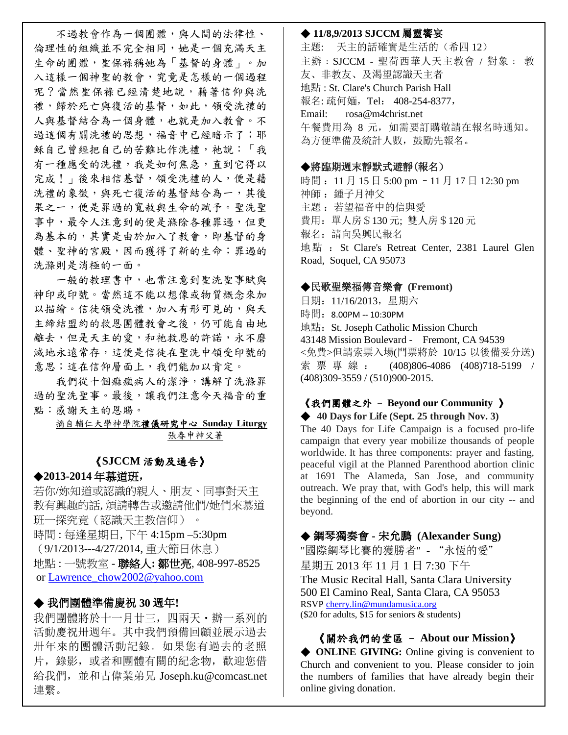不過教會作為一個團體，與人間的法律性、倫理性的組織並不完全相同，她是一個充滿天主生命的團體，聖保祿稱她為「基督的身體」。加入這樣一個神聖的教會，究竟是怎樣的一個過程呢？當然聖保祿已經清楚地說，藉著信仰與洗禮，歸於死亡與復活的基督，如此，領受洗禮的人與基督結合為一個身體，也就是加入教會。不過這個有關洗禮的思想，福音中已經暗示了；耶穌自己曾經把自己的苦難比作洗禮，祂說：「我有一種應受的洗禮，我是如何焦急，直到它得以完成！」後來相信基督，領受洗禮的人，便是藉洗禮的象徵，與死亡復活的基督結合為一，其後果之一，便是罪過的寬赦與生命的賦予。聖洗聖事中，最令人注意到的便是滌除各種罪過，但更為基本的，其實是由於加入了教會，即基督的身體、聖神的宮殿，因而獲得了新的生命；罪過的洗滌則是消極的一面。

一般的教理書中，也常注意到聖洗聖事賦與神印或印號。當然這不能以想像或物質概念來加以描繪。信徒領受洗禮，加入有形可見的，與天主締結盟約的救恩團體教會之後，仍可能自由地離去，但是天主的愛，和祂救恩的許諾，永不磨滅地永遠常存，這便是信徒在聖洗中領受印號的意思；這在信仰層面上，我們能加以肯定。

我們從十個痲瘋病人的潔淨，講解了洗滌罪過的聖洗聖事。最後，讓我們注意今天福音的重點：感謝天主的恩賜。

摘自輔仁大學神學院**禮儀研究中心 Sunday Liturgy**
張春申神父著

## 《SJCCM 活動及通告》

**◆2013-2014 年慕道班,**

若你/妳知道或認識的親人、朋友、同事對天主教有興趣的話, 煩請轉告或邀請他們/她們來慕道班一探究竟（認識天主教信仰）。
時間 : 每逢星期日, 下午 4:15pm –5:30pm
（9/1/2013---4/27/2014, 重大節日休息）
地點 : 一號教室 - **聯絡人: 鄒世亮**, 408-997-8525 or Lawrence_chow2002@yahoo.com

**◆ 我們團體準備慶祝 30 週年!**

我們團體將於十一月廿三，四兩天・辦一系列的活動慶祝卅週年。其中我們預備回顧並展示過去卅年來的團體活動記錄。如果您有過去的老照片，錄影，或者和團體有關的紀念物，歡迎您借給我們，並和古偉業弟兄 Joseph.ku@comcast.net 連繫。

**◆ 11/8,9/2013 SJCCM 屬靈饗宴**

主題: 天主的話確實是生活的（希四 12）
主辦：SJCCM - 聖荷西華人天主教會 / 對象： 教友、非教友、及渴望認識天主者
地點 : St. Clare's Church Parish Hall
報名: 疏何婳，Tel: 408-254-8377，
Email: rosa@m4christ.net
午餐費用為 8 元，如需要訂購敬請在報名時通知。為方便準備及統計人數，鼓勵先報名。

**◆將臨期週末靜默式避靜(報名)**

時間：11 月 15 日 5:00 pm – 11 月 17 日 12:30 pm
神師：鍾子月神父
主題：若望福音中的信與愛
費用：單人房＄130 元; 雙人房＄120 元
報名：請向吳興民報名
地點 ：St Clare's Retreat Center, 2381 Laurel Glen Road, Soquel, CA 95073

**◆民歌聖樂福傳音樂會 (Fremont)**

日期：11/16/2013，星期六
時間：8.00PM -- 10:30PM
地點：St. Joseph Catholic Mission Church
43148 Mission Boulevard - Fremont, CA 94539
<免費>但請索票入場(門票將於 10/15 以後備妥分送)
索票專線： (408)806-4086 (408)718-5199 / (408)309-3559 / (510)900-2015.

## 《我們團體之外 – Beyond our Community 》

**◆ 40 Days for Life (Sept. 25 through Nov. 3)**

The 40 Days for Life Campaign is a focused pro-life campaign that every year mobilize thousands of people worldwide. It has three components: prayer and fasting, peaceful vigil at the Planned Parenthood abortion clinic at 1691 The Alameda, San Jose, and community outreach. We pray that, with God's help, this will mark the beginning of the end of abortion in our city -- and beyond.

**◆ 鋼琴獨奏會 - 宋允鵬 (Alexander Sung)**

"國際鋼琴比賽的獲勝者" - "永恆的愛"
星期五 2013 年 11 月 1 日 7:30 下午
The Music Recital Hall, Santa Clara University
500 El Camino Real, Santa Clara, CA 95053
RSVP cherry.lin@mundamusica.org
($20 for adults, $15 for seniors & students)

## 《關於我們的堂區 – About our Mission》

◆ **ONLINE GIVING:** Online giving is convenient to Church and convenient to you. Please consider to join the numbers of families that have already begin their online giving donation.